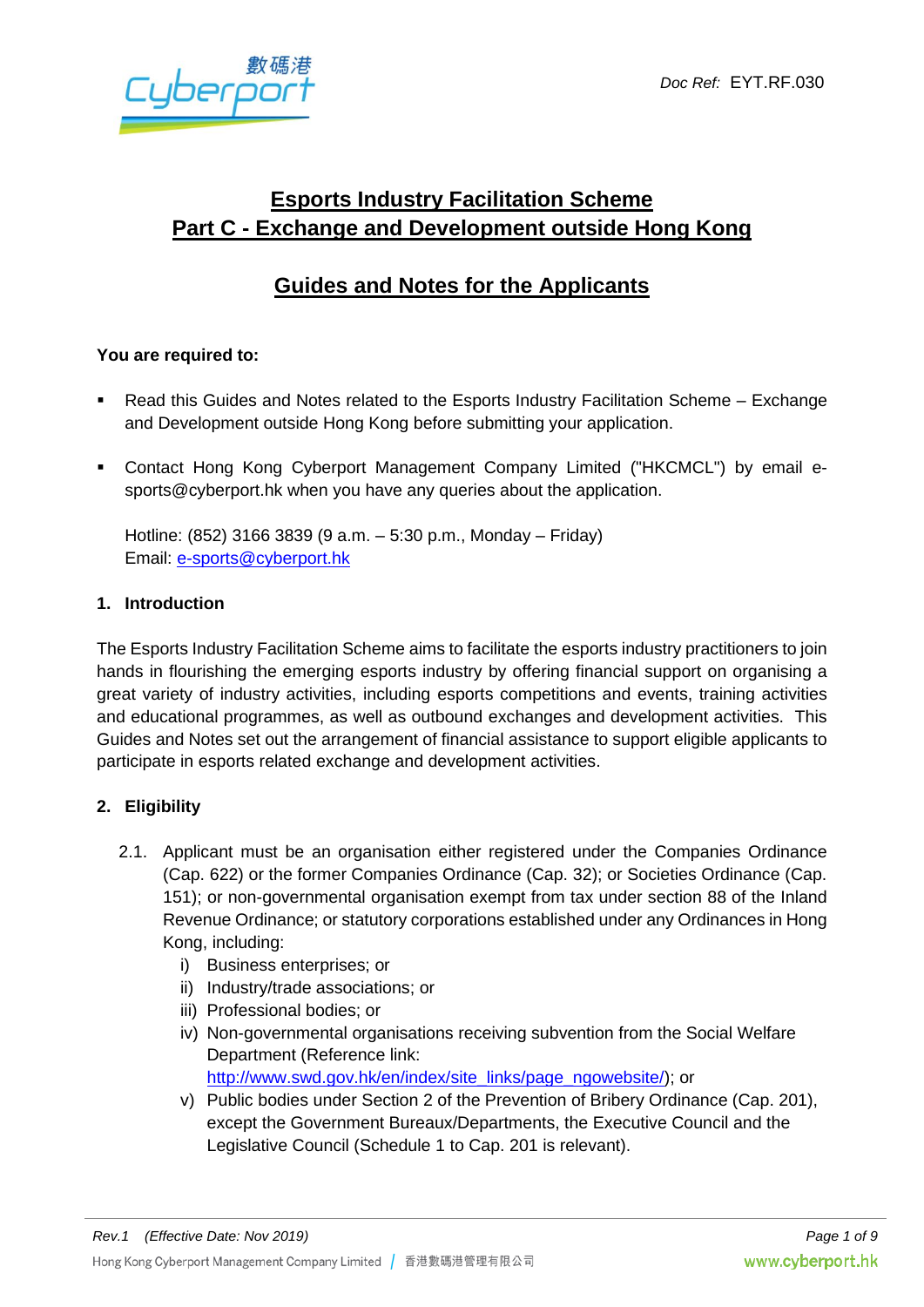Doc Ref: EYT.RF.030

# Esports Industry Facilitation Scheme
# Part C - Exchange and Development outside Hong Kong

## Guides and Notes for the Applicants

**You are required to:**

- Read this Guides and Notes related to the Esports Industry Facilitation Scheme – Exchange and Development outside Hong Kong before submitting your application.
- Contact Hong Kong Cyberport Management Company Limited ("HKCMCL") by email e-sports@cyberport.hk when you have any queries about the application.

  Hotline: (852) 3166 3839 (9 a.m. – 5:30 p.m., Monday – Friday)
  Email: e-sports@cyberport.hk

### 1. Introduction

The Esports Industry Facilitation Scheme aims to facilitate the esports industry practitioners to join hands in flourishing the emerging esports industry by offering financial support on organising a great variety of industry activities, including esports competitions and events, training activities and educational programmes, as well as outbound exchanges and development activities. This Guides and Notes set out the arrangement of financial assistance to support eligible applicants to participate in esports related exchange and development activities.

### 2. Eligibility

2.1. Applicant must be an organisation either registered under the Companies Ordinance (Cap. 622) or the former Companies Ordinance (Cap. 32); or Societies Ordinance (Cap. 151); or non-governmental organisation exempt from tax under section 88 of the Inland Revenue Ordinance; or statutory corporations established under any Ordinances in Hong Kong, including:

   i) Business enterprises; or
   ii) Industry/trade associations; or
   iii) Professional bodies; or
   iv) Non-governmental organisations receiving subvention from the Social Welfare Department (Reference link: http://www.swd.gov.hk/en/index/site_links/page_ngowebsite/); or
   v) Public bodies under Section 2 of the Prevention of Bribery Ordinance (Cap. 201), except the Government Bureaux/Departments, the Executive Council and the Legislative Council (Schedule 1 to Cap. 201 is relevant).

*Rev.1 (Effective Date: Nov 2019)*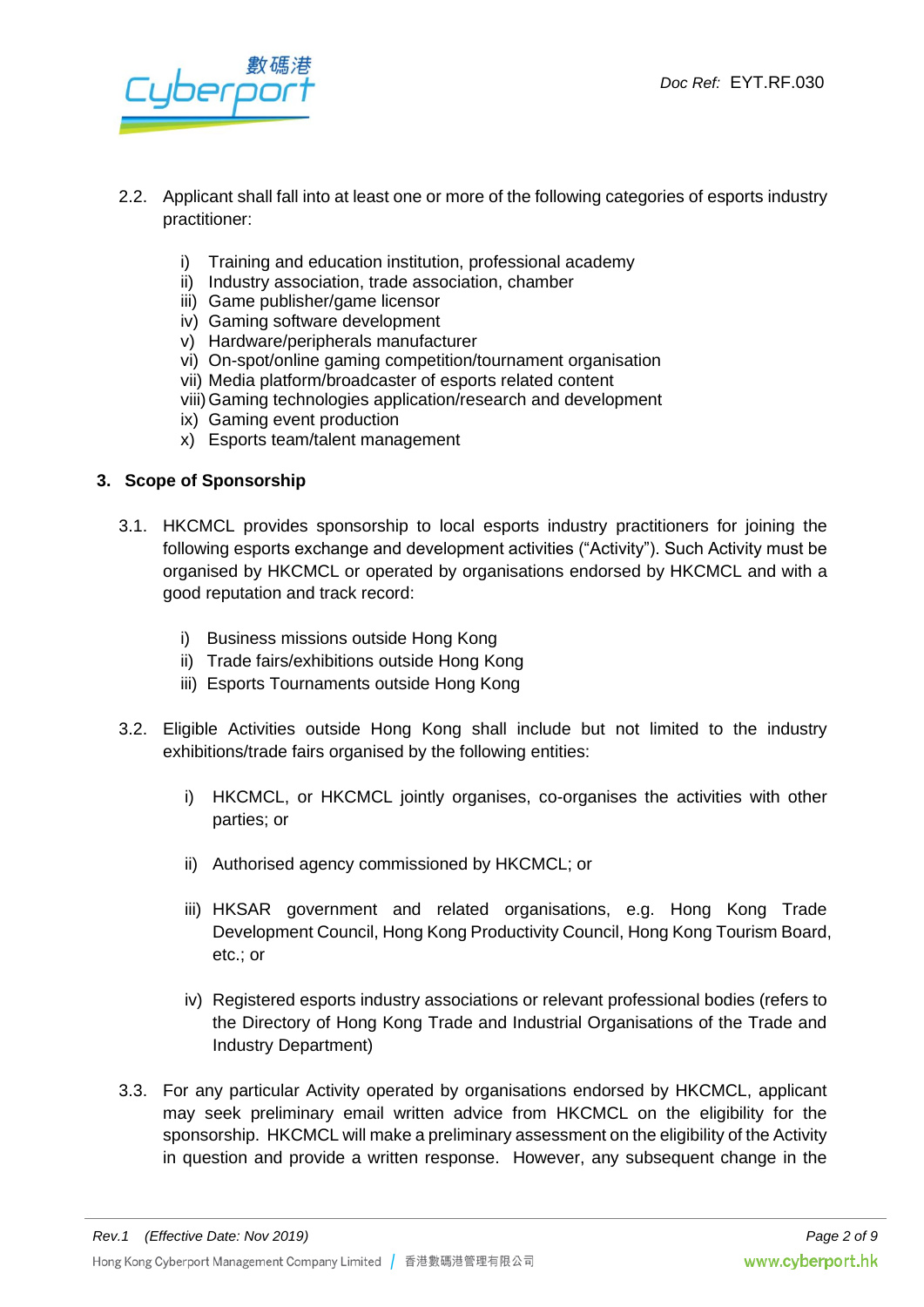2.2. Applicant shall fall into at least one or more of the following categories of esports industry practitioner:

   i) Training and education institution, professional academy
   ii) Industry association, trade association, chamber
   iii) Game publisher/game licensor
   iv) Gaming software development
   v) Hardware/peripherals manufacturer
   vi) On-spot/online gaming competition/tournament organisation
   vii) Media platform/broadcaster of esports related content
   viii) Gaming technologies application/research and development
   ix) Gaming event production
   x) Esports team/talent management

## 3. Scope of Sponsorship

3.1. HKCMCL provides sponsorship to local esports industry practitioners for joining the following esports exchange and development activities ("Activity"). Such Activity must be organised by HKCMCL or operated by organisations endorsed by HKCMCL and with a good reputation and track record:

   i) Business missions outside Hong Kong
   ii) Trade fairs/exhibitions outside Hong Kong
   iii) Esports Tournaments outside Hong Kong

3.2. Eligible Activities outside Hong Kong shall include but not limited to the industry exhibitions/trade fairs organised by the following entities:

   i) HKCMCL, or HKCMCL jointly organises, co-organises the activities with other parties; or

   ii) Authorised agency commissioned by HKCMCL; or

   iii) HKSAR government and related organisations, e.g. Hong Kong Trade Development Council, Hong Kong Productivity Council, Hong Kong Tourism Board, etc.; or

   iv) Registered esports industry associations or relevant professional bodies (refers to the Directory of Hong Kong Trade and Industrial Organisations of the Trade and Industry Department)

3.3. For any particular Activity operated by organisations endorsed by HKCMCL, applicant may seek preliminary email written advice from HKCMCL on the eligibility for the sponsorship. HKCMCL will make a preliminary assessment on the eligibility of the Activity in question and provide a written response. However, any subsequent change in the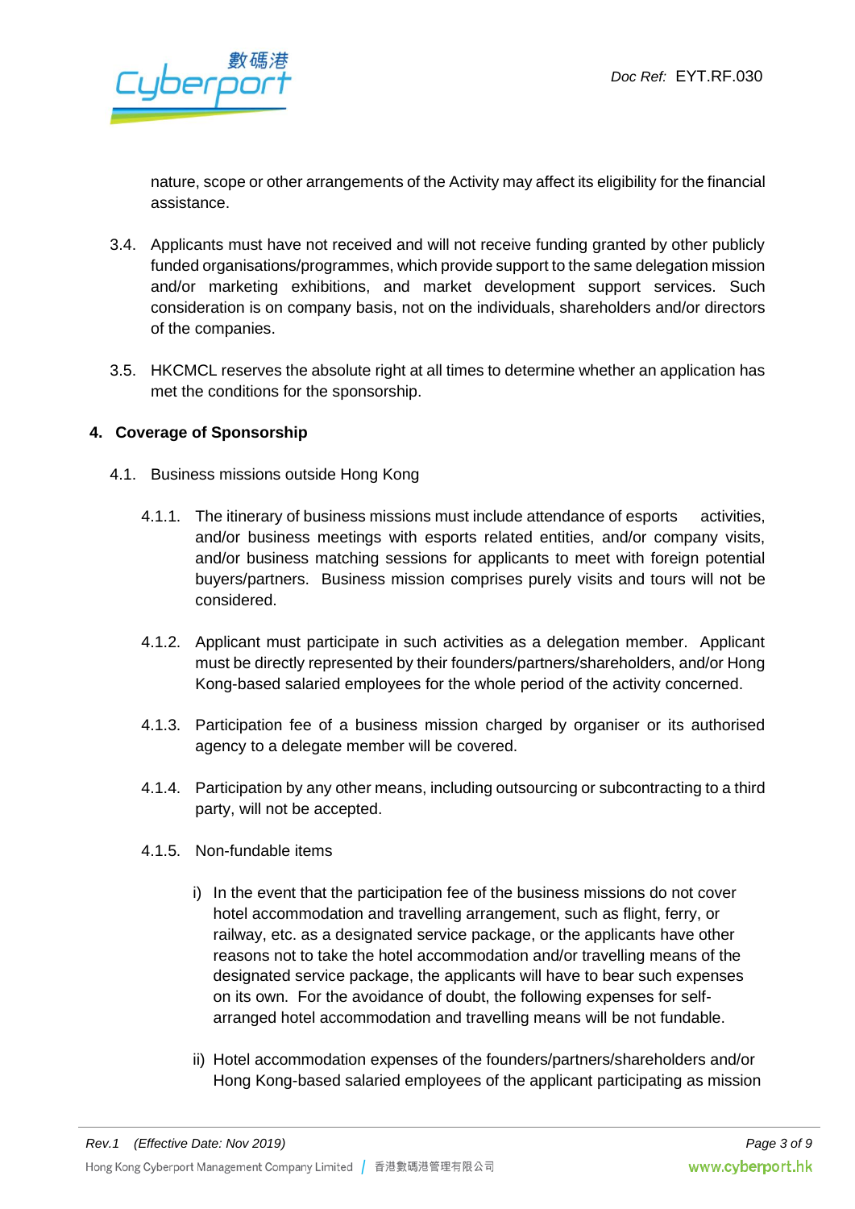nature, scope or other arrangements of the Activity may affect its eligibility for the financial assistance.

3.4. Applicants must have not received and will not receive funding granted by other publicly funded organisations/programmes, which provide support to the same delegation mission and/or marketing exhibitions, and market development support services. Such consideration is on company basis, not on the individuals, shareholders and/or directors of the companies.

3.5. HKCMCL reserves the absolute right at all times to determine whether an application has met the conditions for the sponsorship.

## 4. Coverage of Sponsorship

4.1. Business missions outside Hong Kong

4.1.1. The itinerary of business missions must include attendance of esports activities, and/or business meetings with esports related entities, and/or company visits, and/or business matching sessions for applicants to meet with foreign potential buyers/partners. Business mission comprises purely visits and tours will not be considered.

4.1.2. Applicant must participate in such activities as a delegation member. Applicant must be directly represented by their founders/partners/shareholders, and/or Hong Kong-based salaried employees for the whole period of the activity concerned.

4.1.3. Participation fee of a business mission charged by organiser or its authorised agency to a delegate member will be covered.

4.1.4. Participation by any other means, including outsourcing or subcontracting to a third party, will not be accepted.

4.1.5. Non-fundable items

i) In the event that the participation fee of the business missions do not cover hotel accommodation and travelling arrangement, such as flight, ferry, or railway, etc. as a designated service package, or the applicants have other reasons not to take the hotel accommodation and/or travelling means of the designated service package, the applicants will have to bear such expenses on its own. For the avoidance of doubt, the following expenses for self-arranged hotel accommodation and travelling means will be not fundable.

ii) Hotel accommodation expenses of the founders/partners/shareholders and/or Hong Kong-based salaried employees of the applicant participating as mission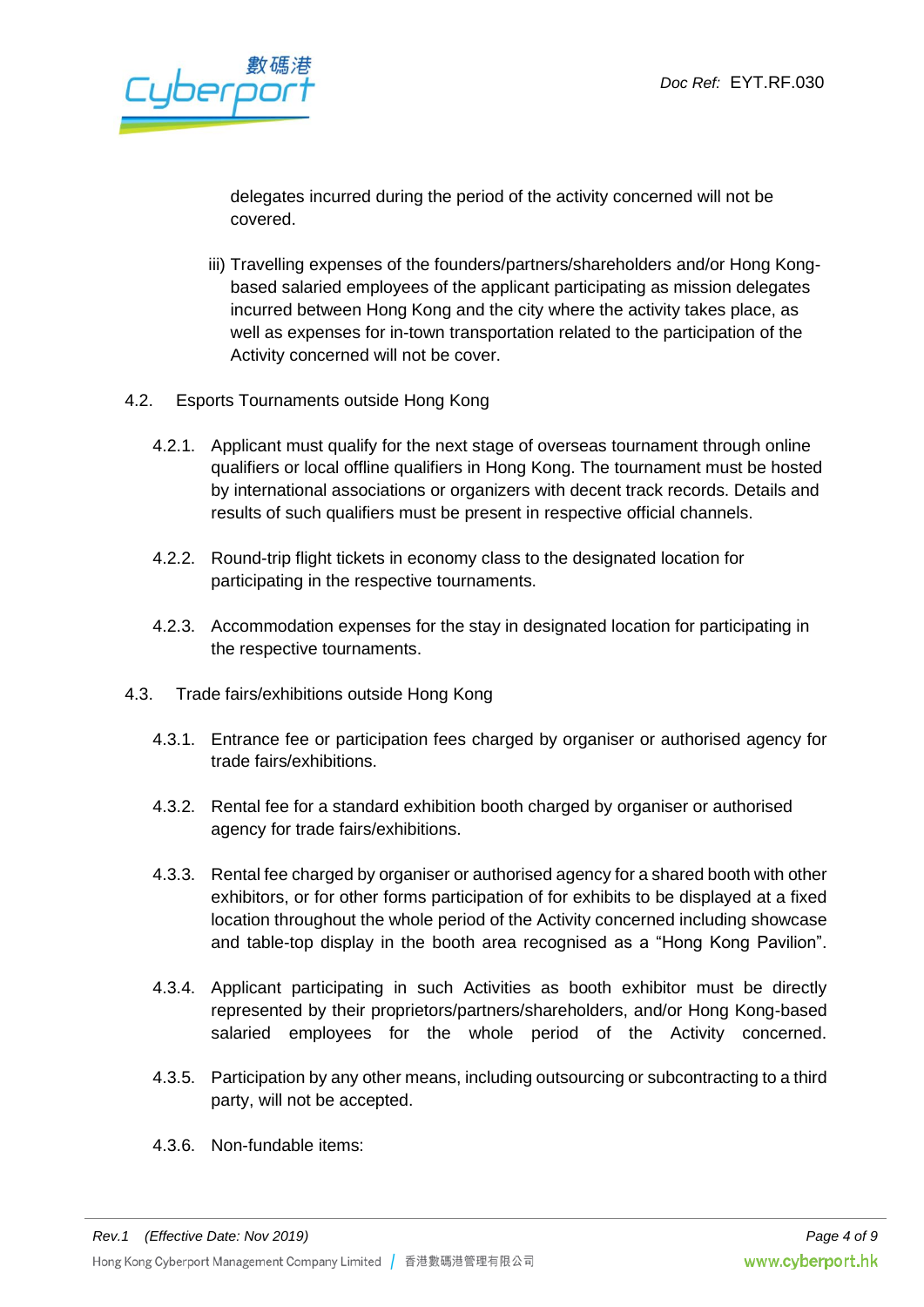delegates incurred during the period of the activity concerned will not be covered.

iii) Travelling expenses of the founders/partners/shareholders and/or Hong Kong-based salaried employees of the applicant participating as mission delegates incurred between Hong Kong and the city where the activity takes place, as well as expenses for in-town transportation related to the participation of the Activity concerned will not be cover.

4.2. Esports Tournaments outside Hong Kong

4.2.1. Applicant must qualify for the next stage of overseas tournament through online qualifiers or local offline qualifiers in Hong Kong. The tournament must be hosted by international associations or organizers with decent track records. Details and results of such qualifiers must be present in respective official channels.

4.2.2. Round-trip flight tickets in economy class to the designated location for participating in the respective tournaments.

4.2.3. Accommodation expenses for the stay in designated location for participating in the respective tournaments.

4.3. Trade fairs/exhibitions outside Hong Kong

4.3.1. Entrance fee or participation fees charged by organiser or authorised agency for trade fairs/exhibitions.

4.3.2. Rental fee for a standard exhibition booth charged by organiser or authorised agency for trade fairs/exhibitions.

4.3.3. Rental fee charged by organiser or authorised agency for a shared booth with other exhibitors, or for other forms participation of for exhibits to be displayed at a fixed location throughout the whole period of the Activity concerned including showcase and table-top display in the booth area recognised as a "Hong Kong Pavilion".

4.3.4. Applicant participating in such Activities as booth exhibitor must be directly represented by their proprietors/partners/shareholders, and/or Hong Kong-based salaried employees for the whole period of the Activity concerned.

4.3.5. Participation by any other means, including outsourcing or subcontracting to a third party, will not be accepted.

4.3.6. Non-fundable items: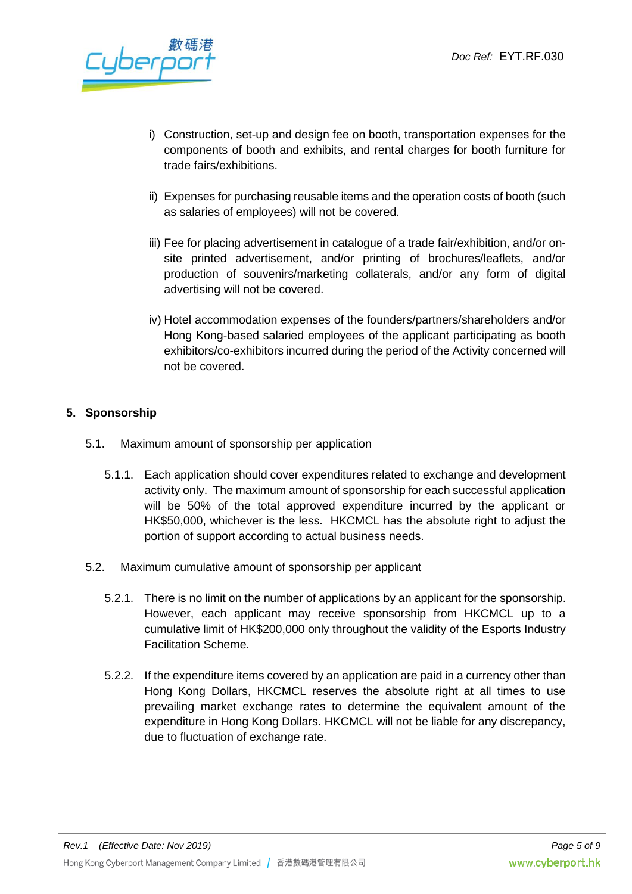i) Construction, set-up and design fee on booth, transportation expenses for the components of booth and exhibits, and rental charges for booth furniture for trade fairs/exhibitions.

ii) Expenses for purchasing reusable items and the operation costs of booth (such as salaries of employees) will not be covered.

iii) Fee for placing advertisement in catalogue of a trade fair/exhibition, and/or on-site printed advertisement, and/or printing of brochures/leaflets, and/or production of souvenirs/marketing collaterals, and/or any form of digital advertising will not be covered.

iv) Hotel accommodation expenses of the founders/partners/shareholders and/or Hong Kong-based salaried employees of the applicant participating as booth exhibitors/co-exhibitors incurred during the period of the Activity concerned will not be covered.

## 5. Sponsorship

5.1. Maximum amount of sponsorship per application

5.1.1. Each application should cover expenditures related to exchange and development activity only. The maximum amount of sponsorship for each successful application will be 50% of the total approved expenditure incurred by the applicant or HK$50,000, whichever is the less. HKCMCL has the absolute right to adjust the portion of support according to actual business needs.

5.2. Maximum cumulative amount of sponsorship per applicant

5.2.1. There is no limit on the number of applications by an applicant for the sponsorship. However, each applicant may receive sponsorship from HKCMCL up to a cumulative limit of HK$200,000 only throughout the validity of the Esports Industry Facilitation Scheme.

5.2.2. If the expenditure items covered by an application are paid in a currency other than Hong Kong Dollars, HKCMCL reserves the absolute right at all times to use prevailing market exchange rates to determine the equivalent amount of the expenditure in Hong Kong Dollars. HKCMCL will not be liable for any discrepancy, due to fluctuation of exchange rate.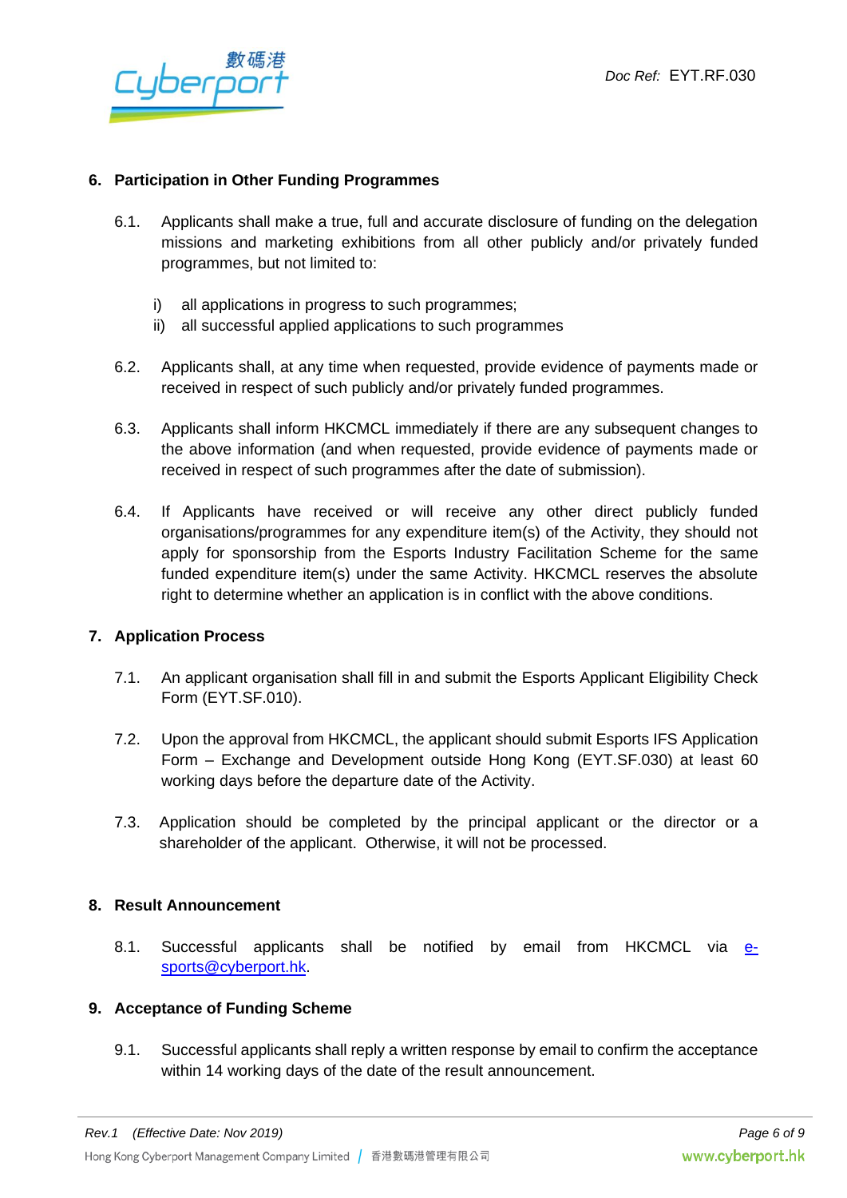## 6. Participation in Other Funding Programmes

6.1. Applicants shall make a true, full and accurate disclosure of funding on the delegation missions and marketing exhibitions from all other publicly and/or privately funded programmes, but not limited to:

i) all applications in progress to such programmes;
ii) all successful applied applications to such programmes

6.2. Applicants shall, at any time when requested, provide evidence of payments made or received in respect of such publicly and/or privately funded programmes.

6.3. Applicants shall inform HKCMCL immediately if there are any subsequent changes to the above information (and when requested, provide evidence of payments made or received in respect of such programmes after the date of submission).

6.4. If Applicants have received or will receive any other direct publicly funded organisations/programmes for any expenditure item(s) of the Activity, they should not apply for sponsorship from the Esports Industry Facilitation Scheme for the same funded expenditure item(s) under the same Activity. HKCMCL reserves the absolute right to determine whether an application is in conflict with the above conditions.

## 7. Application Process

7.1. An applicant organisation shall fill in and submit the Esports Applicant Eligibility Check Form (EYT.SF.010).

7.2. Upon the approval from HKCMCL, the applicant should submit Esports IFS Application Form – Exchange and Development outside Hong Kong (EYT.SF.030) at least 60 working days before the departure date of the Activity.

7.3. Application should be completed by the principal applicant or the director or a shareholder of the applicant. Otherwise, it will not be processed.

## 8. Result Announcement

8.1. Successful applicants shall be notified by email from HKCMCL via e-sports@cyberport.hk.

## 9. Acceptance of Funding Scheme

9.1. Successful applicants shall reply a written response by email to confirm the acceptance within 14 working days of the date of the result announcement.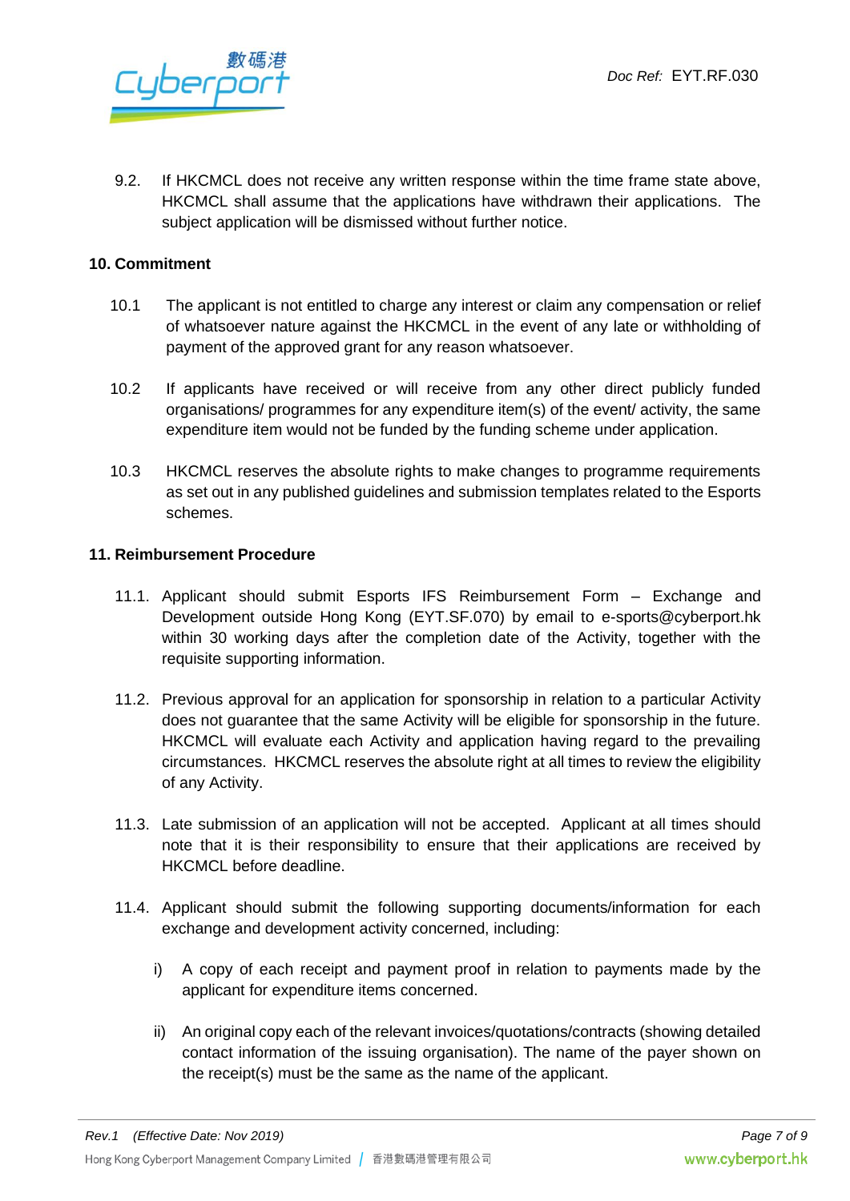9.2. If HKCMCL does not receive any written response within the time frame state above, HKCMCL shall assume that the applications have withdrawn their applications. The subject application will be dismissed without further notice.

## 10. Commitment

10.1 The applicant is not entitled to charge any interest or claim any compensation or relief of whatsoever nature against the HKCMCL in the event of any late or withholding of payment of the approved grant for any reason whatsoever.

10.2 If applicants have received or will receive from any other direct publicly funded organisations/ programmes for any expenditure item(s) of the event/ activity, the same expenditure item would not be funded by the funding scheme under application.

10.3 HKCMCL reserves the absolute rights to make changes to programme requirements as set out in any published guidelines and submission templates related to the Esports schemes.

## 11. Reimbursement Procedure

11.1. Applicant should submit Esports IFS Reimbursement Form – Exchange and Development outside Hong Kong (EYT.SF.070) by email to e-sports@cyberport.hk within 30 working days after the completion date of the Activity, together with the requisite supporting information.

11.2. Previous approval for an application for sponsorship in relation to a particular Activity does not guarantee that the same Activity will be eligible for sponsorship in the future. HKCMCL will evaluate each Activity and application having regard to the prevailing circumstances. HKCMCL reserves the absolute right at all times to review the eligibility of any Activity.

11.3. Late submission of an application will not be accepted. Applicant at all times should note that it is their responsibility to ensure that their applications are received by HKCMCL before deadline.

11.4. Applicant should submit the following supporting documents/information for each exchange and development activity concerned, including:

i) A copy of each receipt and payment proof in relation to payments made by the applicant for expenditure items concerned.

ii) An original copy each of the relevant invoices/quotations/contracts (showing detailed contact information of the issuing organisation). The name of the payer shown on the receipt(s) must be the same as the name of the applicant.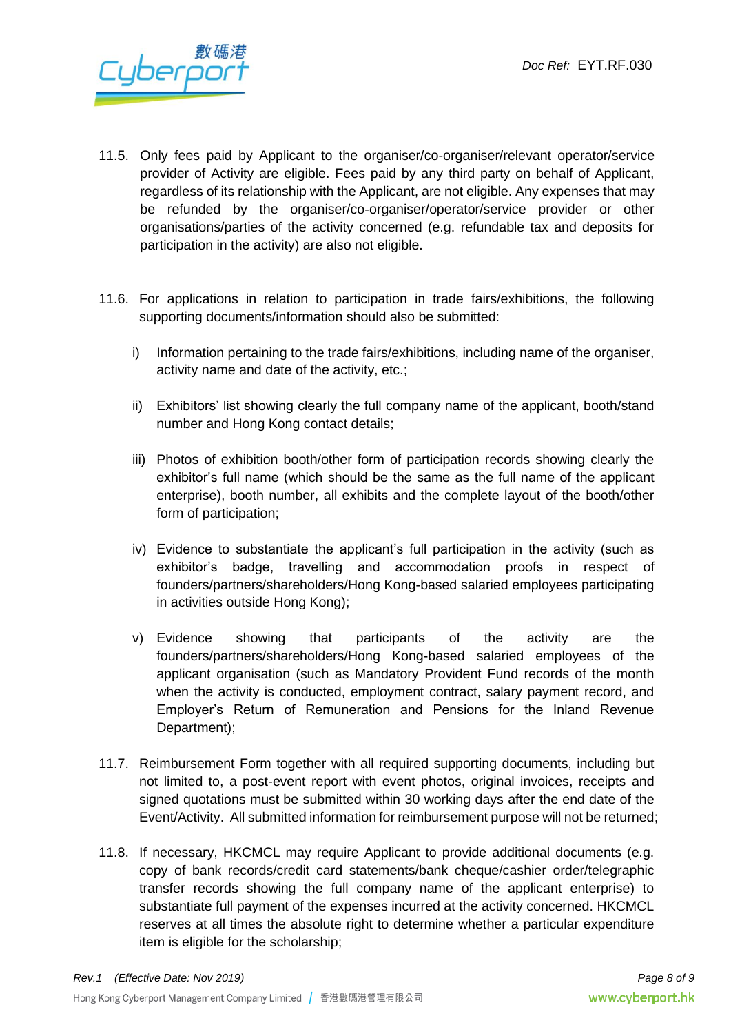11.5. Only fees paid by Applicant to the organiser/co-organiser/relevant operator/service provider of Activity are eligible. Fees paid by any third party on behalf of Applicant, regardless of its relationship with the Applicant, are not eligible. Any expenses that may be refunded by the organiser/co-organiser/operator/service provider or other organisations/parties of the activity concerned (e.g. refundable tax and deposits for participation in the activity) are also not eligible.

11.6. For applications in relation to participation in trade fairs/exhibitions, the following supporting documents/information should also be submitted:

i) Information pertaining to the trade fairs/exhibitions, including name of the organiser, activity name and date of the activity, etc.;

ii) Exhibitors' list showing clearly the full company name of the applicant, booth/stand number and Hong Kong contact details;

iii) Photos of exhibition booth/other form of participation records showing clearly the exhibitor's full name (which should be the same as the full name of the applicant enterprise), booth number, all exhibits and the complete layout of the booth/other form of participation;

iv) Evidence to substantiate the applicant's full participation in the activity (such as exhibitor's badge, travelling and accommodation proofs in respect of founders/partners/shareholders/Hong Kong-based salaried employees participating in activities outside Hong Kong);

v) Evidence showing that participants of the activity are the founders/partners/shareholders/Hong Kong-based salaried employees of the applicant organisation (such as Mandatory Provident Fund records of the month when the activity is conducted, employment contract, salary payment record, and Employer's Return of Remuneration and Pensions for the Inland Revenue Department);

11.7. Reimbursement Form together with all required supporting documents, including but not limited to, a post-event report with event photos, original invoices, receipts and signed quotations must be submitted within 30 working days after the end date of the Event/Activity. All submitted information for reimbursement purpose will not be returned;

11.8. If necessary, HKCMCL may require Applicant to provide additional documents (e.g. copy of bank records/credit card statements/bank cheque/cashier order/telegraphic transfer records showing the full company name of the applicant enterprise) to substantiate full payment of the expenses incurred at the activity concerned. HKCMCL reserves at all times the absolute right to determine whether a particular expenditure item is eligible for the scholarship;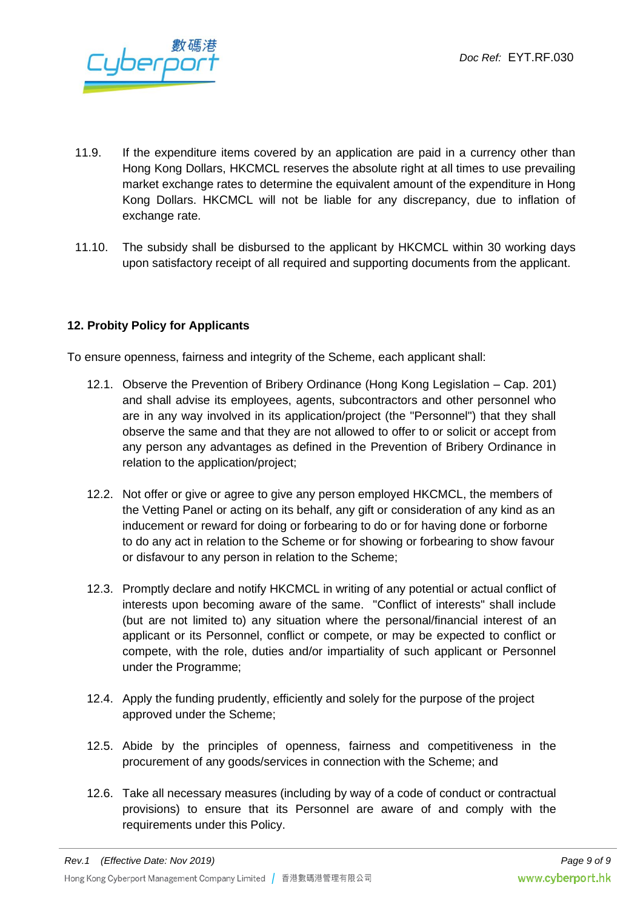11.9. If the expenditure items covered by an application are paid in a currency other than Hong Kong Dollars, HKCMCL reserves the absolute right at all times to use prevailing market exchange rates to determine the equivalent amount of the expenditure in Hong Kong Dollars. HKCMCL will not be liable for any discrepancy, due to inflation of exchange rate.

11.10. The subsidy shall be disbursed to the applicant by HKCMCL within 30 working days upon satisfactory receipt of all required and supporting documents from the applicant.

**12. Probity Policy for Applicants**

To ensure openness, fairness and integrity of the Scheme, each applicant shall:

12.1. Observe the Prevention of Bribery Ordinance (Hong Kong Legislation – Cap. 201) and shall advise its employees, agents, subcontractors and other personnel who are in any way involved in its application/project (the "Personnel") that they shall observe the same and that they are not allowed to offer to or solicit or accept from any person any advantages as defined in the Prevention of Bribery Ordinance in relation to the application/project;

12.2. Not offer or give or agree to give any person employed HKCMCL, the members of the Vetting Panel or acting on its behalf, any gift or consideration of any kind as an inducement or reward for doing or forbearing to do or for having done or forborne to do any act in relation to the Scheme or for showing or forbearing to show favour or disfavour to any person in relation to the Scheme;

12.3. Promptly declare and notify HKCMCL in writing of any potential or actual conflict of interests upon becoming aware of the same. "Conflict of interests" shall include (but are not limited to) any situation where the personal/financial interest of an applicant or its Personnel, conflict or compete, or may be expected to conflict or compete, with the role, duties and/or impartiality of such applicant or Personnel under the Programme;

12.4. Apply the funding prudently, efficiently and solely for the purpose of the project approved under the Scheme;

12.5. Abide by the principles of openness, fairness and competitiveness in the procurement of any goods/services in connection with the Scheme; and

12.6. Take all necessary measures (including by way of a code of conduct or contractual provisions) to ensure that its Personnel are aware of and comply with the requirements under this Policy.